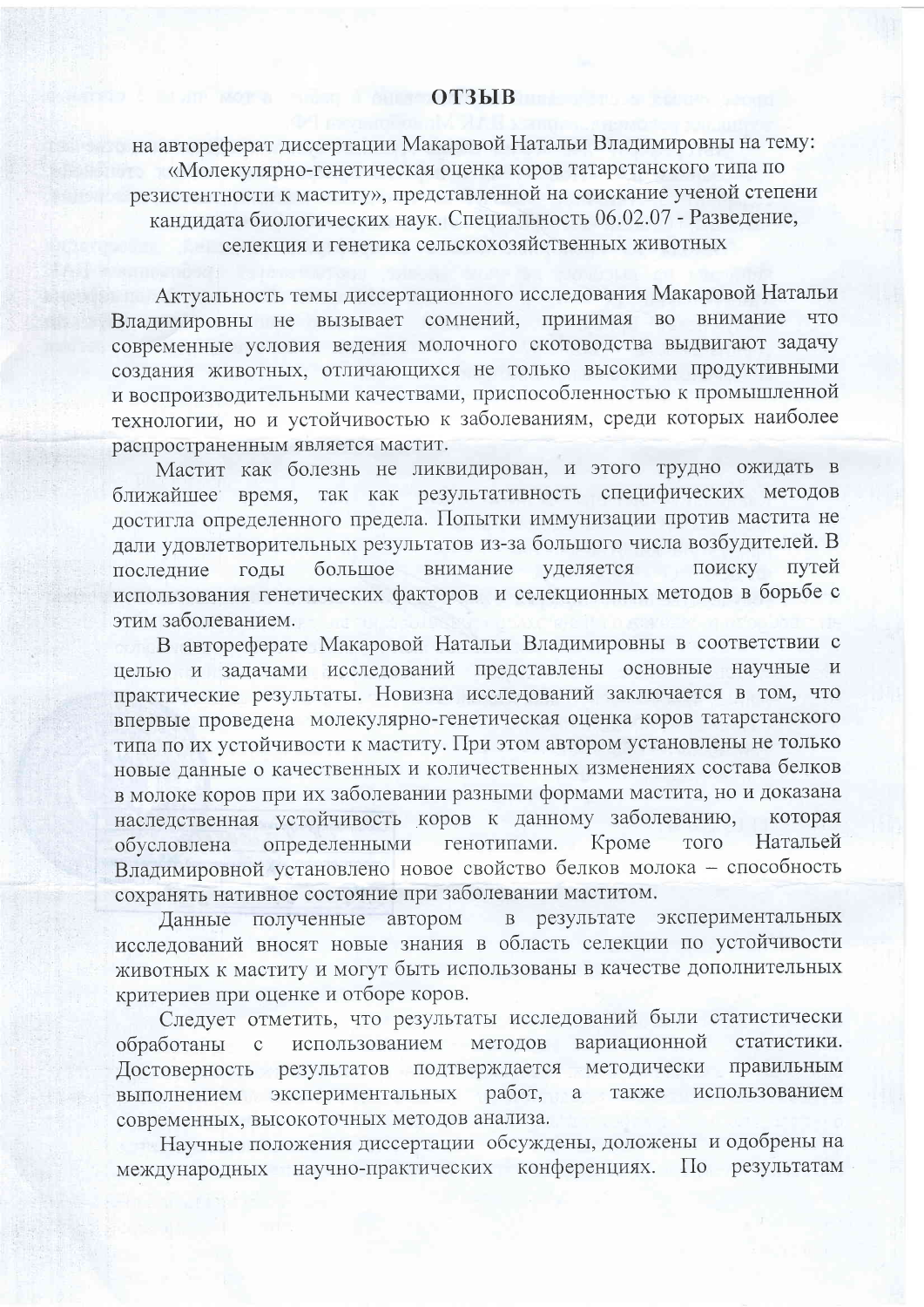# ОТЗЫВ

на автореферат диссертации Макаровой Натальи Владимировны на тему: «Молекулярно-генетическая оценка коров татарстанского типа по резистентности к маститу», представленной на соискание ученой степени кандидата биологических наук. Специальность 06.02.07 - Разведение, селекция и генетика сельскохозяйственных животных

Актуальность темы диссертационного исследования Макаровой Натальи Владимировны не вызывает сомнений, принимая во внимание что современные условия ведения молочного скотоводства выдвигают задачу создания животных, отличающихся не только высокими продуктивными и воспроизводительными качествами, приспособленностью к промышленной технологии, но и устойчивостью к заболеваниям, среди которых наиболее распространенным является мастит.

Мастит как болезнь не ликвидирован, и этого трудно ожидать в ближайшее время, так как результативность специфических методов достигла определенного предела. Попытки иммунизации против мастита не дали удовлетворительных результатов из-за большого числа возбудителей. В последние годы большое внимание уделяется поиску путей использования генетических факторов и селекционных методов в борьбе с этим заболеванием.

В автореферате Макаровой Натальи Владимировны в соответствии с целью и задачами исследований представлены основные научные и практические результаты. Новизна исследований заключается в том, что впервые проведена молекулярно-генетическая оценка коров татарстанского типа по их устойчивости к маститу. При этом автором установлены не только новые данные о качественных и количественных изменениях состава белков в молоке коров при их заболевании разными формами мастита, но и доказана наследственная устойчивость коров к данному заболеванию, которая обусловлена определенными генотипами. Кроме того Натальей Владимировной установлено новое свойство белков молока – способность сохранять нативное состояние при заболевании маститом.

Данные полученные автором в результате экспериментальных исследований вносят новые знания в область селекции по устойчивости животных к маститу и могут быть использованы в качестве дополнительных критериев при оценке и отборе коров.

Следует отметить, что результаты исследований были статистически обработаны с использованием методов вариационной статистики. Достоверность результатов подтверждается методически правильным выполнением экспериментальных работ, а также использованием современных, высокоточных методов анализа.

Научные положения диссертации обсуждены, доложены и одобрены на международных научно-практических конференциях. По результатам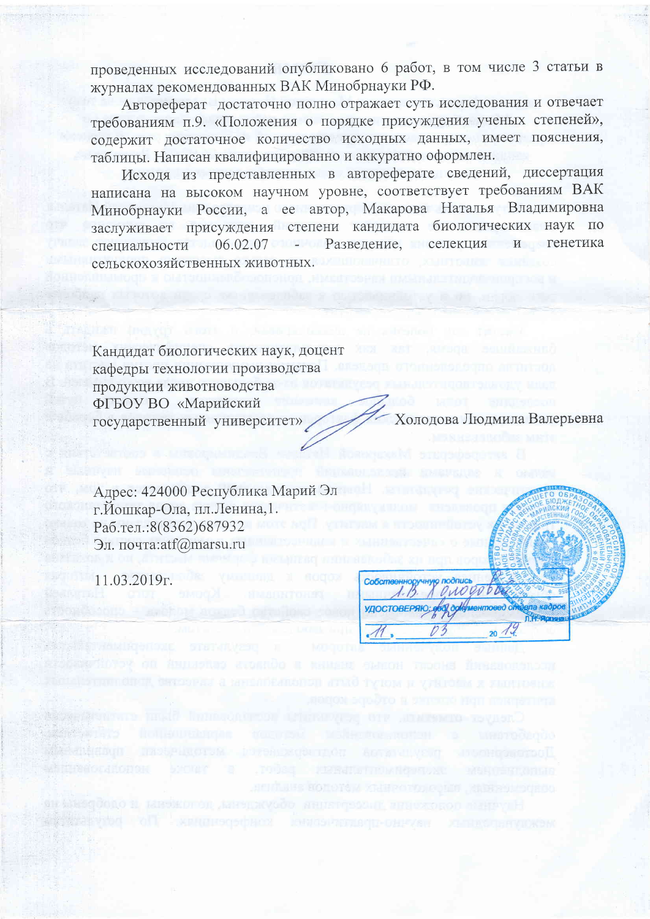проведенных исследований опубликовано 6 работ, в том числе 3 статьи в журналах рекомендованных ВАК Минобрнауки РФ.

Автореферат достаточно полно отражает суть исследования и отвечает требованиям п.9. «Положения о порядке присуждения ученых степеней», содержит достаточное количество исходных данных, имеет пояснения, таблицы. Написан квалифицированно и аккуратно оформлен.

Исходя из представленных в автореферате сведений, диссертация написана на высоком научном уровне, соответствует требованиям ВАК Минобрнауки России, а ее автор, Макарова Наталья Владимировна заслуживает присуждения степени кандидата биологических наук по специальности 06.02.07 – Разведение, селекция и генетика сельскохозяйственных животных.

Кандидат биологических наук, доцент
кафедры технологии производства
продукции животноводства
ФГБОУ ВО «Марийский
государственный университет» Холодова Людмила Валерьевна

Адрес: 424000 Республика Марий Эл
г.Йошкар-Ола, пл.Ленина,1.
Раб.тел.:8(8362)687932
Эл. почта:atf@marsu.ru

11.03.2019г.

Собственноручную подпись Л.В. Холодовой
УДОСТОВЕРЯЮ: вед. документовед отдела кадров Л.Н. Ярина
«11» 03 2019